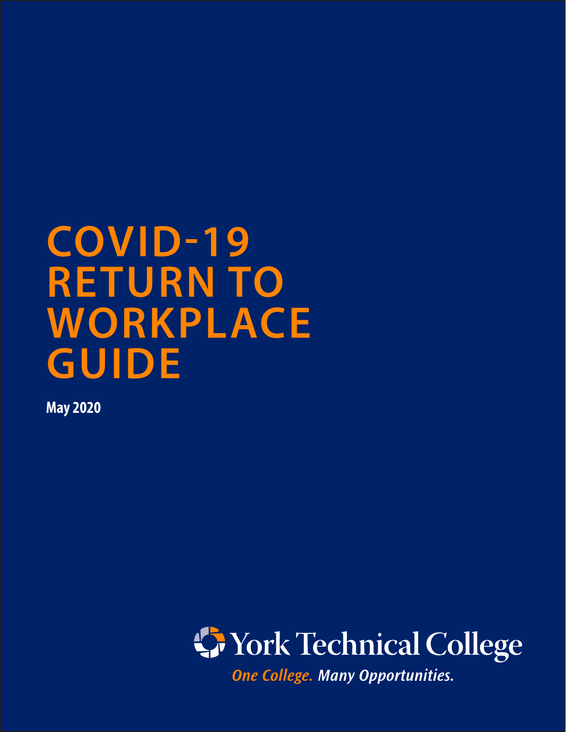# COVID-19 RETURN TO WORKPLACE GUIDE

**May 2020**

York Technical College

*One College. Many Opportunities.*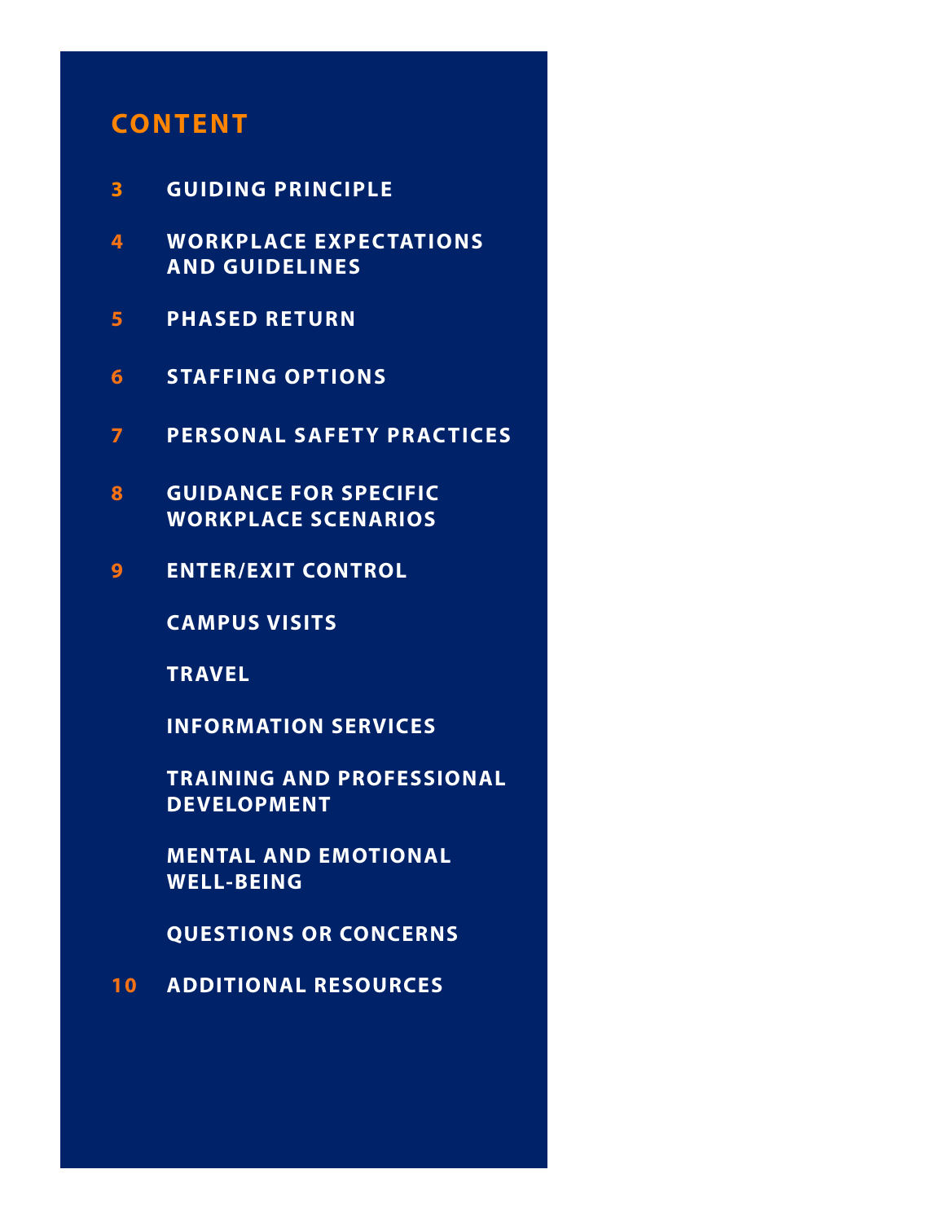## CONTENT

| | |
|---|---|
| 3 | GUIDING PRINCIPLE |
| 4 | WORKPLACE EXPECTATIONS AND GUIDELINES |
| 5 | PHASED RETURN |
| 6 | STAFFING OPTIONS |
| 7 | PERSONAL SAFETY PRACTICES |
| 8 | GUIDANCE FOR SPECIFIC WORKPLACE SCENARIOS |
| 9 | ENTER/EXIT CONTROL |
| | CAMPUS VISITS |
| | TRAVEL |
| | INFORMATION SERVICES |
| | TRAINING AND PROFESSIONAL DEVELOPMENT |
| | MENTAL AND EMOTIONAL WELL-BEING |
| | QUESTIONS OR CONCERNS |
| 10 | ADDITIONAL RESOURCES |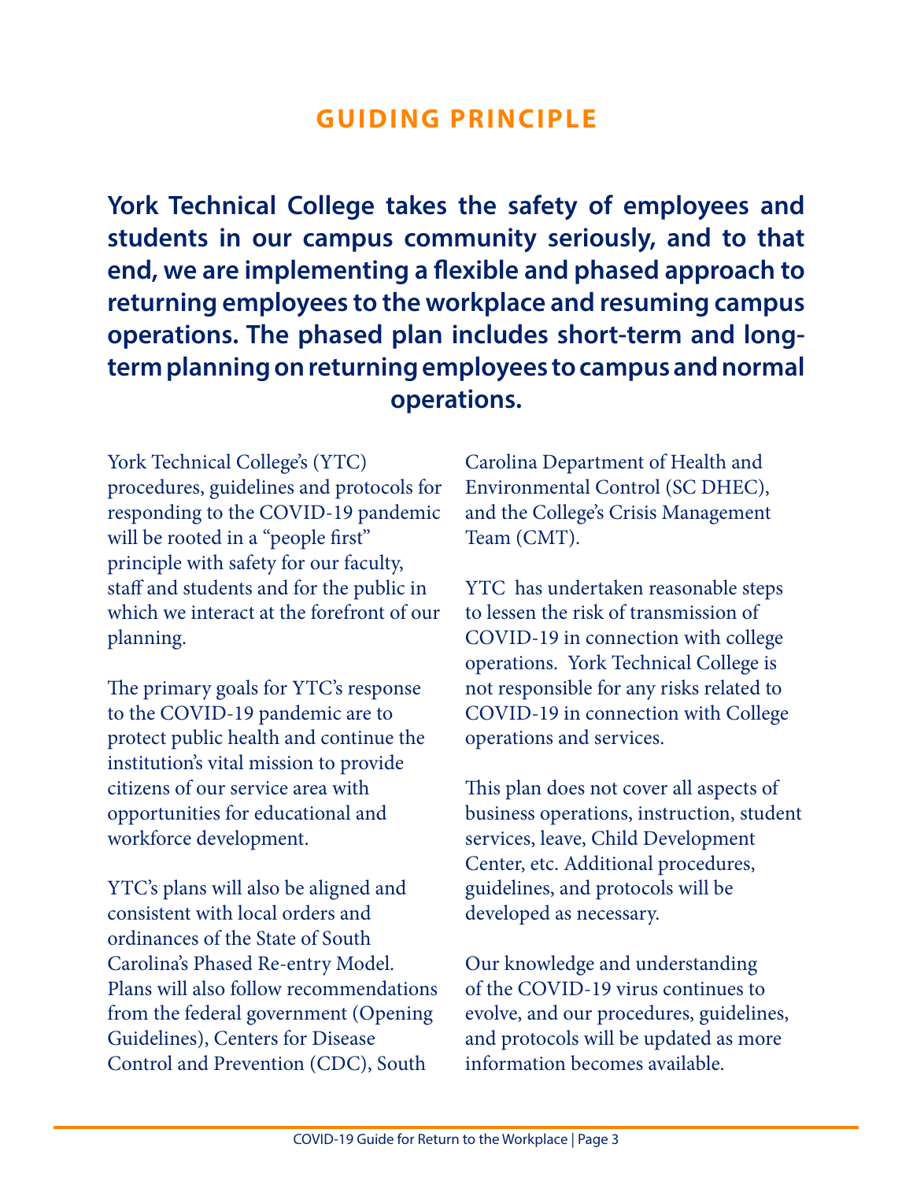# GUIDING PRINCIPLE

**York Technical College takes the safety of employees and students in our campus community seriously, and to that end, we are implementing a flexible and phased approach to returning employees to the workplace and resuming campus operations. The phased plan includes short-term and long-term planning on returning employees to campus and normal operations.**

York Technical College's (YTC) procedures, guidelines and protocols for responding to the COVID-19 pandemic will be rooted in a "people first" principle with safety for our faculty, staff and students and for the public in which we interact at the forefront of our planning.

The primary goals for YTC's response to the COVID-19 pandemic are to protect public health and continue the institution's vital mission to provide citizens of our service area with opportunities for educational and workforce development.

YTC's plans will also be aligned and consistent with local orders and ordinances of the State of South Carolina's Phased Re-entry Model. Plans will also follow recommendations from the federal government (Opening Guidelines), Centers for Disease Control and Prevention (CDC), South Carolina Department of Health and Environmental Control (SC DHEC), and the College's Crisis Management Team (CMT).

YTC has undertaken reasonable steps to lessen the risk of transmission of COVID-19 in connection with college operations. York Technical College is not responsible for any risks related to COVID-19 in connection with College operations and services.

This plan does not cover all aspects of business operations, instruction, student services, leave, Child Development Center, etc. Additional procedures, guidelines, and protocols will be developed as necessary.

Our knowledge and understanding of the COVID-19 virus continues to evolve, and our procedures, guidelines, and protocols will be updated as more information becomes available.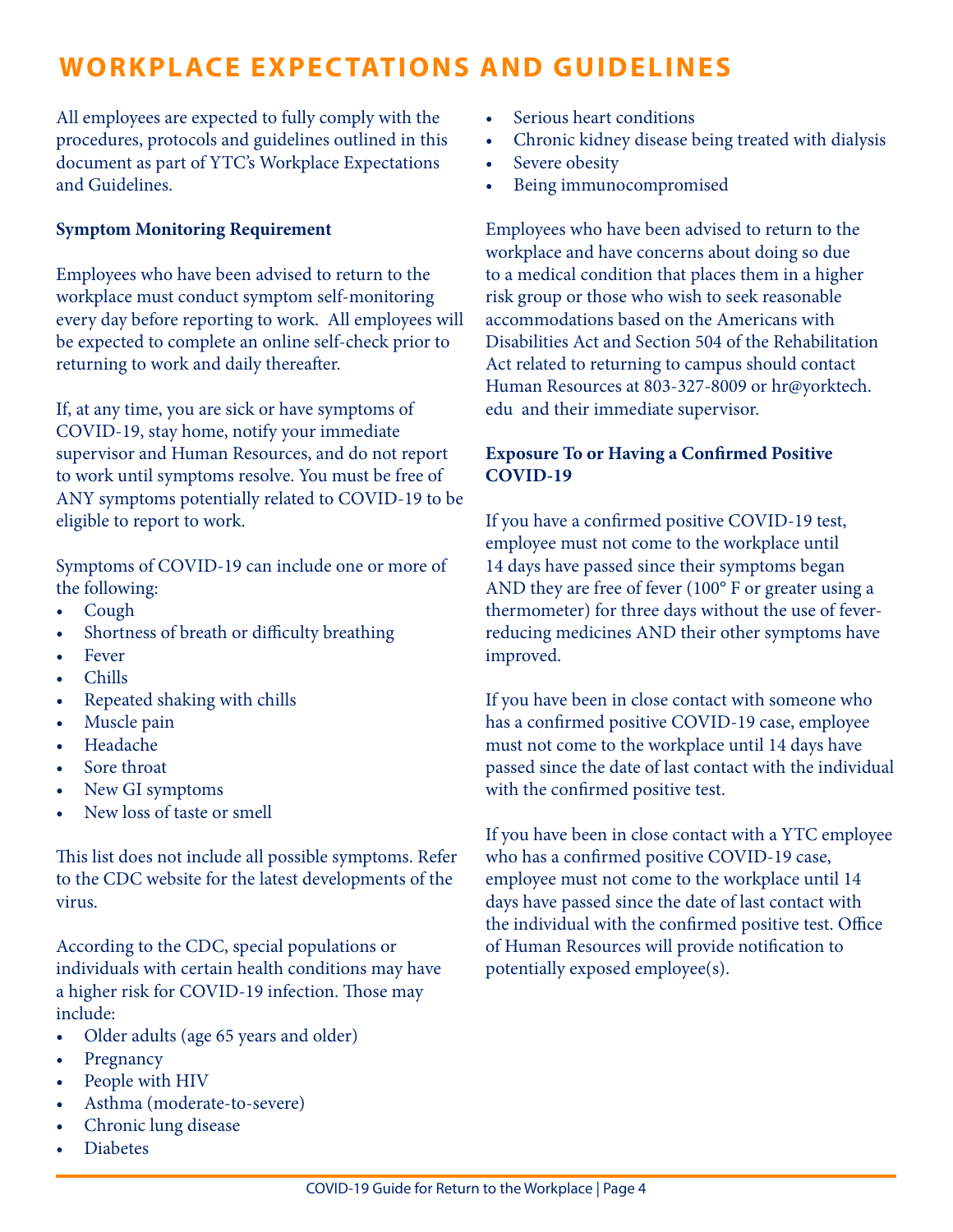# WORKPLACE EXPECTATIONS AND GUIDELINES

All employees are expected to fully comply with the procedures, protocols and guidelines outlined in this document as part of YTC's Workplace Expectations and Guidelines.

**Symptom Monitoring Requirement**

Employees who have been advised to return to the workplace must conduct symptom self-monitoring every day before reporting to work. All employees will be expected to complete an online self-check prior to returning to work and daily thereafter.

If, at any time, you are sick or have symptoms of COVID-19, stay home, notify your immediate supervisor and Human Resources, and do not report to work until symptoms resolve. You must be free of ANY symptoms potentially related to COVID-19 to be eligible to report to work.

Symptoms of COVID-19 can include one or more of the following:

- Cough
- Shortness of breath or difficulty breathing
- Fever
- Chills
- Repeated shaking with chills
- Muscle pain
- Headache
- Sore throat
- New GI symptoms
- New loss of taste or smell

This list does not include all possible symptoms. Refer to the CDC website for the latest developments of the virus.

According to the CDC, special populations or individuals with certain health conditions may have a higher risk for COVID-19 infection. Those may include:

- Older adults (age 65 years and older)
- Pregnancy
- People with HIV
- Asthma (moderate-to-severe)
- Chronic lung disease
- Diabetes
- Serious heart conditions
- Chronic kidney disease being treated with dialysis
- Severe obesity
- Being immunocompromised

Employees who have been advised to return to the workplace and have concerns about doing so due to a medical condition that places them in a higher risk group or those who wish to seek reasonable accommodations based on the Americans with Disabilities Act and Section 504 of the Rehabilitation Act related to returning to campus should contact Human Resources at 803-327-8009 or hr@yorktech.edu and their immediate supervisor.

**Exposure To or Having a Confirmed Positive COVID-19**

If you have a confirmed positive COVID-19 test, employee must not come to the workplace until 14 days have passed since their symptoms began AND they are free of fever (100° F or greater using a thermometer) for three days without the use of fever-reducing medicines AND their other symptoms have improved.

If you have been in close contact with someone who has a confirmed positive COVID-19 case, employee must not come to the workplace until 14 days have passed since the date of last contact with the individual with the confirmed positive test.

If you have been in close contact with a YTC employee who has a confirmed positive COVID-19 case, employee must not come to the workplace until 14 days have passed since the date of last contact with the individual with the confirmed positive test. Office of Human Resources will provide notification to potentially exposed employee(s).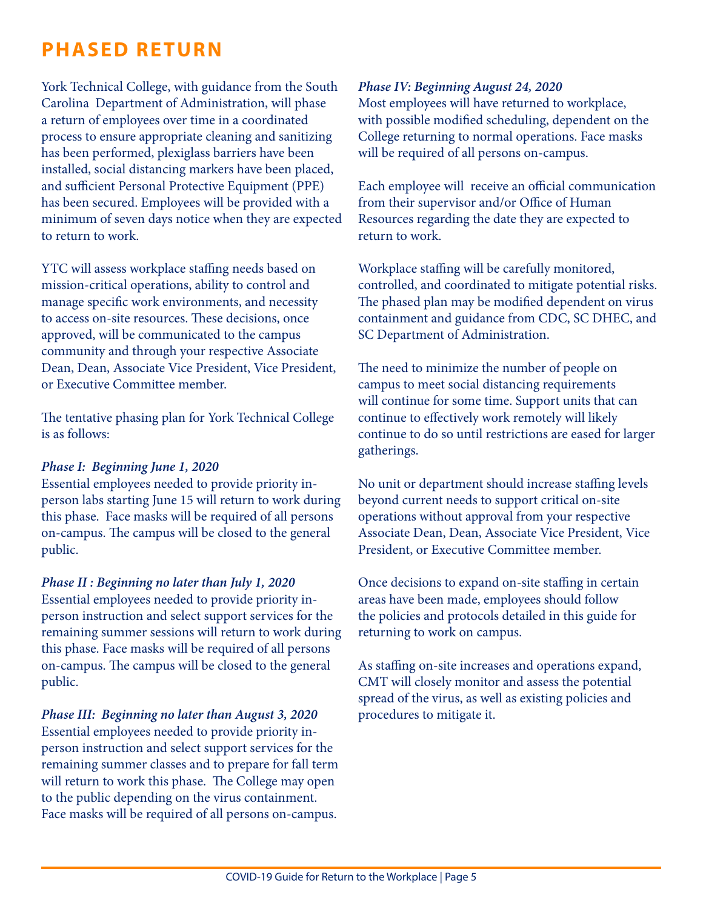# PHASED RETURN

York Technical College, with guidance from the South Carolina Department of Administration, will phase a return of employees over time in a coordinated process to ensure appropriate cleaning and sanitizing has been performed, plexiglass barriers have been installed, social distancing markers have been placed, and sufficient Personal Protective Equipment (PPE) has been secured. Employees will be provided with a minimum of seven days notice when they are expected to return to work.

YTC will assess workplace staffing needs based on mission-critical operations, ability to control and manage specific work environments, and necessity to access on-site resources. These decisions, once approved, will be communicated to the campus community and through your respective Associate Dean, Dean, Associate Vice President, Vice President, or Executive Committee member.

The tentative phasing plan for York Technical College is as follows:

***Phase I: Beginning June 1, 2020***
Essential employees needed to provide priority in-person labs starting June 15 will return to work during this phase. Face masks will be required of all persons on-campus. The campus will be closed to the general public.

***Phase II : Beginning no later than July 1, 2020***
Essential employees needed to provide priority in-person instruction and select support services for the remaining summer sessions will return to work during this phase. Face masks will be required of all persons on-campus. The campus will be closed to the general public.

***Phase III: Beginning no later than August 3, 2020***
Essential employees needed to provide priority in-person instruction and select support services for the remaining summer classes and to prepare for fall term will return to work this phase. The College may open to the public depending on the virus containment. Face masks will be required of all persons on-campus.

***Phase IV: Beginning August 24, 2020***
Most employees will have returned to workplace, with possible modified scheduling, dependent on the College returning to normal operations. Face masks will be required of all persons on-campus.

Each employee will receive an official communication from their supervisor and/or Office of Human Resources regarding the date they are expected to return to work.

Workplace staffing will be carefully monitored, controlled, and coordinated to mitigate potential risks. The phased plan may be modified dependent on virus containment and guidance from CDC, SC DHEC, and SC Department of Administration.

The need to minimize the number of people on campus to meet social distancing requirements will continue for some time. Support units that can continue to effectively work remotely will likely continue to do so until restrictions are eased for larger gatherings.

No unit or department should increase staffing levels beyond current needs to support critical on-site operations without approval from your respective Associate Dean, Dean, Associate Vice President, Vice President, or Executive Committee member.

Once decisions to expand on-site staffing in certain areas have been made, employees should follow the policies and protocols detailed in this guide for returning to work on campus.

As staffing on-site increases and operations expand, CMT will closely monitor and assess the potential spread of the virus, as well as existing policies and procedures to mitigate it.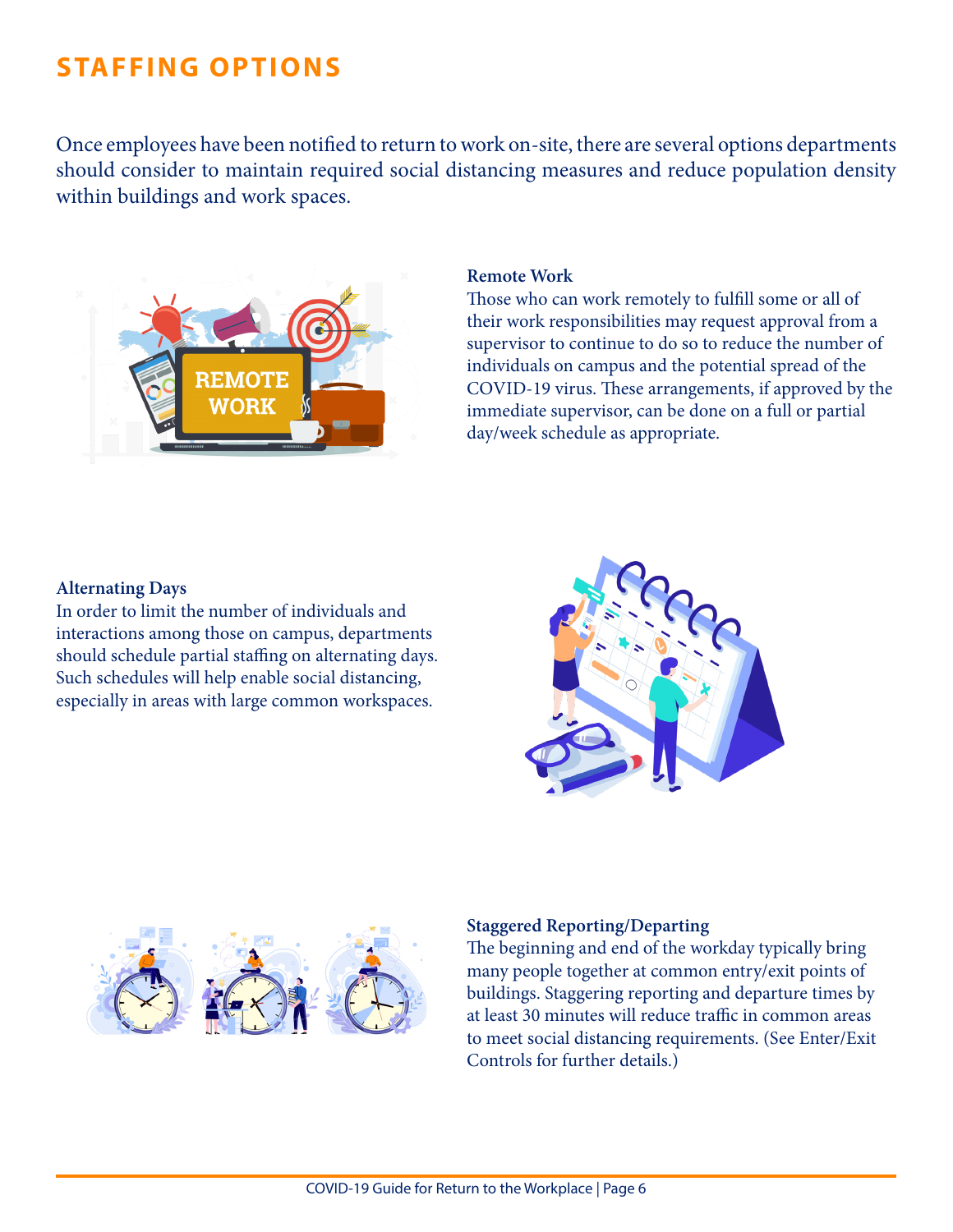# STAFFING OPTIONS

Once employees have been notified to return to work on-site, there are several options departments should consider to maintain required social distancing measures and reduce population density within buildings and work spaces.

**Remote Work**

Those who can work remotely to fulfill some or all of their work responsibilities may request approval from a supervisor to continue to do so to reduce the number of individuals on campus and the potential spread of the COVID-19 virus. These arrangements, if approved by the immediate supervisor, can be done on a full or partial day/week schedule as appropriate.

**Alternating Days**

In order to limit the number of individuals and interactions among those on campus, departments should schedule partial staffing on alternating days. Such schedules will help enable social distancing, especially in areas with large common workspaces.

**Staggered Reporting/Departing**

The beginning and end of the workday typically bring many people together at common entry/exit points of buildings. Staggering reporting and departure times by at least 30 minutes will reduce traffic in common areas to meet social distancing requirements. (See Enter/Exit Controls for further details.)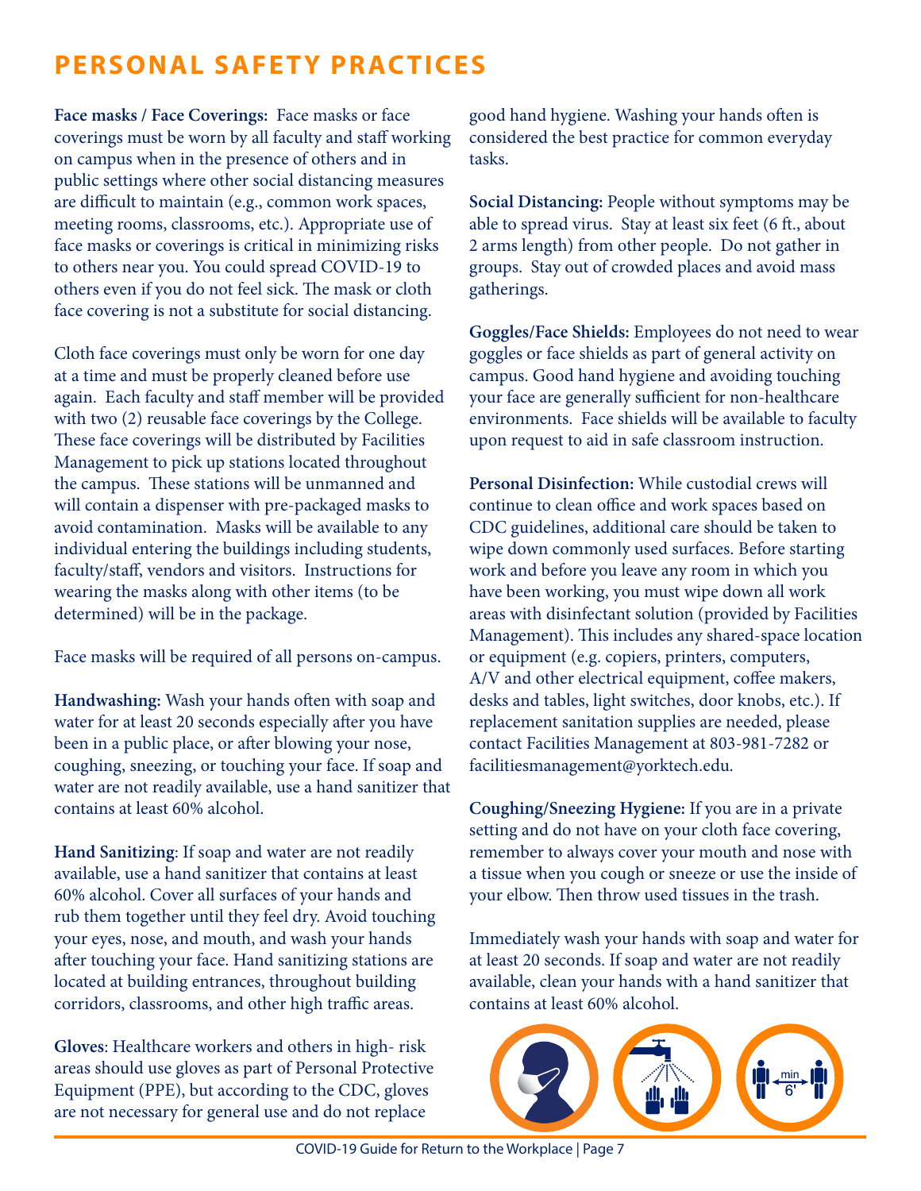# PERSONAL SAFETY PRACTICES

**Face masks / Face Coverings:** Face masks or face coverings must be worn by all faculty and staff working on campus when in the presence of others and in public settings where other social distancing measures are difficult to maintain (e.g., common work spaces, meeting rooms, classrooms, etc.). Appropriate use of face masks or coverings is critical in minimizing risks to others near you. You could spread COVID-19 to others even if you do not feel sick. The mask or cloth face covering is not a substitute for social distancing.

Cloth face coverings must only be worn for one day at a time and must be properly cleaned before use again. Each faculty and staff member will be provided with two (2) reusable face coverings by the College. These face coverings will be distributed by Facilities Management to pick up stations located throughout the campus. These stations will be unmanned and will contain a dispenser with pre-packaged masks to avoid contamination. Masks will be available to any individual entering the buildings including students, faculty/staff, vendors and visitors. Instructions for wearing the masks along with other items (to be determined) will be in the package.

Face masks will be required of all persons on-campus.

**Handwashing:** Wash your hands often with soap and water for at least 20 seconds especially after you have been in a public place, or after blowing your nose, coughing, sneezing, or touching your face. If soap and water are not readily available, use a hand sanitizer that contains at least 60% alcohol.

**Hand Sanitizing**: If soap and water are not readily available, use a hand sanitizer that contains at least 60% alcohol. Cover all surfaces of your hands and rub them together until they feel dry. Avoid touching your eyes, nose, and mouth, and wash your hands after touching your face. Hand sanitizing stations are located at building entrances, throughout building corridors, classrooms, and other high traffic areas.

**Gloves**: Healthcare workers and others in high- risk areas should use gloves as part of Personal Protective Equipment (PPE), but according to the CDC, gloves are not necessary for general use and do not replace good hand hygiene. Washing your hands often is considered the best practice for common everyday tasks.

**Social Distancing:** People without symptoms may be able to spread virus. Stay at least six feet (6 ft., about 2 arms length) from other people. Do not gather in groups. Stay out of crowded places and avoid mass gatherings.

**Goggles/Face Shields:** Employees do not need to wear goggles or face shields as part of general activity on campus. Good hand hygiene and avoiding touching your face are generally sufficient for non-healthcare environments. Face shields will be available to faculty upon request to aid in safe classroom instruction.

**Personal Disinfection:** While custodial crews will continue to clean office and work spaces based on CDC guidelines, additional care should be taken to wipe down commonly used surfaces. Before starting work and before you leave any room in which you have been working, you must wipe down all work areas with disinfectant solution (provided by Facilities Management). This includes any shared-space location or equipment (e.g. copiers, printers, computers, A/V and other electrical equipment, coffee makers, desks and tables, light switches, door knobs, etc.). If replacement sanitation supplies are needed, please contact Facilities Management at 803-981-7282 or facilitiesmanagement@yorktech.edu.

**Coughing/Sneezing Hygiene:** If you are in a private setting and do not have on your cloth face covering, remember to always cover your mouth and nose with a tissue when you cough or sneeze or use the inside of your elbow. Then throw used tissues in the trash.

Immediately wash your hands with soap and water for at least 20 seconds. If soap and water are not readily available, clean your hands with a hand sanitizer that contains at least 60% alcohol.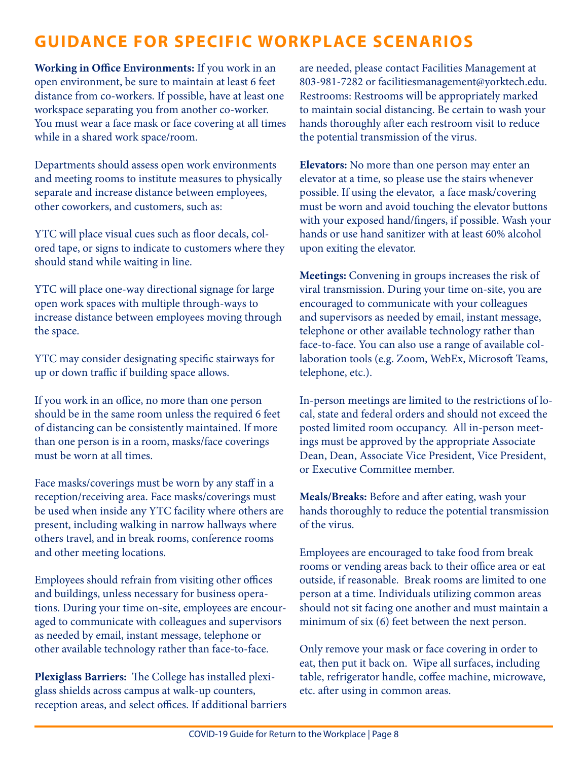# GUIDANCE FOR SPECIFIC WORKPLACE SCENARIOS

**Working in Office Environments:** If you work in an open environment, be sure to maintain at least 6 feet distance from co-workers. If possible, have at least one workspace separating you from another co-worker. You must wear a face mask or face covering at all times while in a shared work space/room.

Departments should assess open work environments and meeting rooms to institute measures to physically separate and increase distance between employees, other coworkers, and customers, such as:

YTC will place visual cues such as floor decals, colored tape, or signs to indicate to customers where they should stand while waiting in line.

YTC will place one-way directional signage for large open work spaces with multiple through-ways to increase distance between employees moving through the space.

YTC may consider designating specific stairways for up or down traffic if building space allows.

If you work in an office, no more than one person should be in the same room unless the required 6 feet of distancing can be consistently maintained. If more than one person is in a room, masks/face coverings must be worn at all times.

Face masks/coverings must be worn by any staff in a reception/receiving area. Face masks/coverings must be used when inside any YTC facility where others are present, including walking in narrow hallways where others travel, and in break rooms, conference rooms and other meeting locations.

Employees should refrain from visiting other offices and buildings, unless necessary for business operations. During your time on-site, employees are encouraged to communicate with colleagues and supervisors as needed by email, instant message, telephone or other available technology rather than face-to-face.

**Plexiglass Barriers:** The College has installed plexiglass shields across campus at walk-up counters, reception areas, and select offices. If additional barriers are needed, please contact Facilities Management at 803-981-7282 or facilitiesmanagement@yorktech.edu.
Restrooms: Restrooms will be appropriately marked to maintain social distancing. Be certain to wash your hands thoroughly after each restroom visit to reduce the potential transmission of the virus.

**Elevators:** No more than one person may enter an elevator at a time, so please use the stairs whenever possible. If using the elevator, a face mask/covering must be worn and avoid touching the elevator buttons with your exposed hand/fingers, if possible. Wash your hands or use hand sanitizer with at least 60% alcohol upon exiting the elevator.

**Meetings:** Convening in groups increases the risk of viral transmission. During your time on-site, you are encouraged to communicate with your colleagues and supervisors as needed by email, instant message, telephone or other available technology rather than face-to-face. You can also use a range of available collaboration tools (e.g. Zoom, WebEx, Microsoft Teams, telephone, etc.).

In-person meetings are limited to the restrictions of local, state and federal orders and should not exceed the posted limited room occupancy. All in-person meetings must be approved by the appropriate Associate Dean, Dean, Associate Vice President, Vice President, or Executive Committee member.

**Meals/Breaks:** Before and after eating, wash your hands thoroughly to reduce the potential transmission of the virus.

Employees are encouraged to take food from break rooms or vending areas back to their office area or eat outside, if reasonable. Break rooms are limited to one person at a time. Individuals utilizing common areas should not sit facing one another and must maintain a minimum of six (6) feet between the next person.

Only remove your mask or face covering in order to eat, then put it back on. Wipe all surfaces, including table, refrigerator handle, coffee machine, microwave, etc. after using in common areas.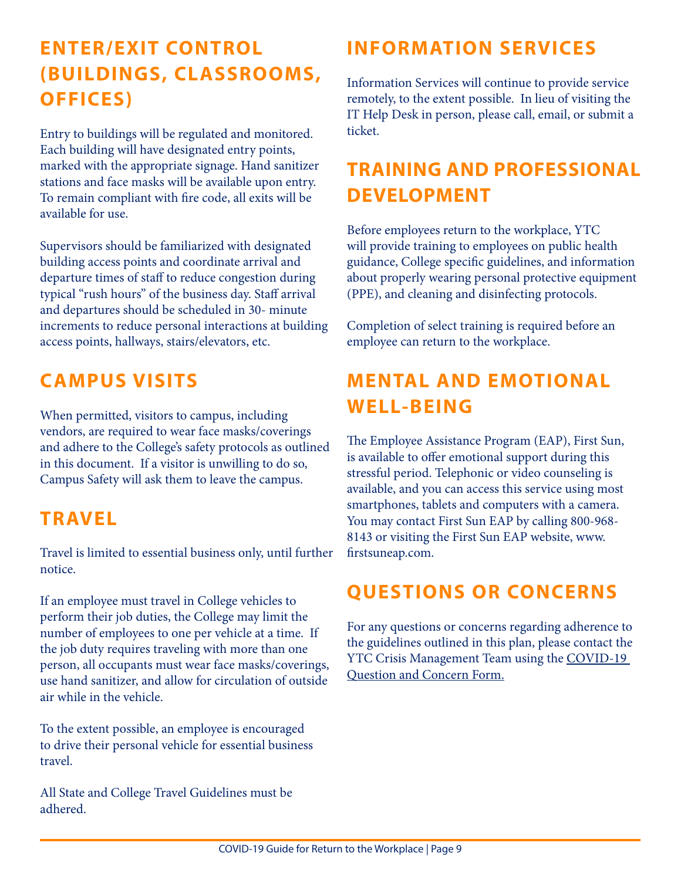## ENTER/EXIT CONTROL (BUILDINGS, CLASSROOMS, OFFICES)

Entry to buildings will be regulated and monitored. Each building will have designated entry points, marked with the appropriate signage. Hand sanitizer stations and face masks will be available upon entry. To remain compliant with fire code, all exits will be available for use.

Supervisors should be familiarized with designated building access points and coordinate arrival and departure times of staff to reduce congestion during typical "rush hours" of the business day. Staff arrival and departures should be scheduled in 30- minute increments to reduce personal interactions at building access points, hallways, stairs/elevators, etc.

## CAMPUS VISITS

When permitted, visitors to campus, including vendors, are required to wear face masks/coverings and adhere to the College's safety protocols as outlined in this document. If a visitor is unwilling to do so, Campus Safety will ask them to leave the campus.

## TRAVEL

Travel is limited to essential business only, until further notice.

If an employee must travel in College vehicles to perform their job duties, the College may limit the number of employees to one per vehicle at a time. If the job duty requires traveling with more than one person, all occupants must wear face masks/coverings, use hand sanitizer, and allow for circulation of outside air while in the vehicle.

To the extent possible, an employee is encouraged to drive their personal vehicle for essential business travel.

All State and College Travel Guidelines must be adhered.

## INFORMATION SERVICES

Information Services will continue to provide service remotely, to the extent possible. In lieu of visiting the IT Help Desk in person, please call, email, or submit a ticket.

## TRAINING AND PROFESSIONAL DEVELOPMENT

Before employees return to the workplace, YTC will provide training to employees on public health guidance, College specific guidelines, and information about properly wearing personal protective equipment (PPE), and cleaning and disinfecting protocols.

Completion of select training is required before an employee can return to the workplace.

## MENTAL AND EMOTIONAL WELL-BEING

The Employee Assistance Program (EAP), First Sun, is available to offer emotional support during this stressful period. Telephonic or video counseling is available, and you can access this service using most smartphones, tablets and computers with a camera. You may contact First Sun EAP by calling 800-968-8143 or visiting the First Sun EAP website, www.firstsuneap.com.

## QUESTIONS OR CONCERNS

For any questions or concerns regarding adherence to the guidelines outlined in this plan, please contact the YTC Crisis Management Team using the COVID-19 Question and Concern Form.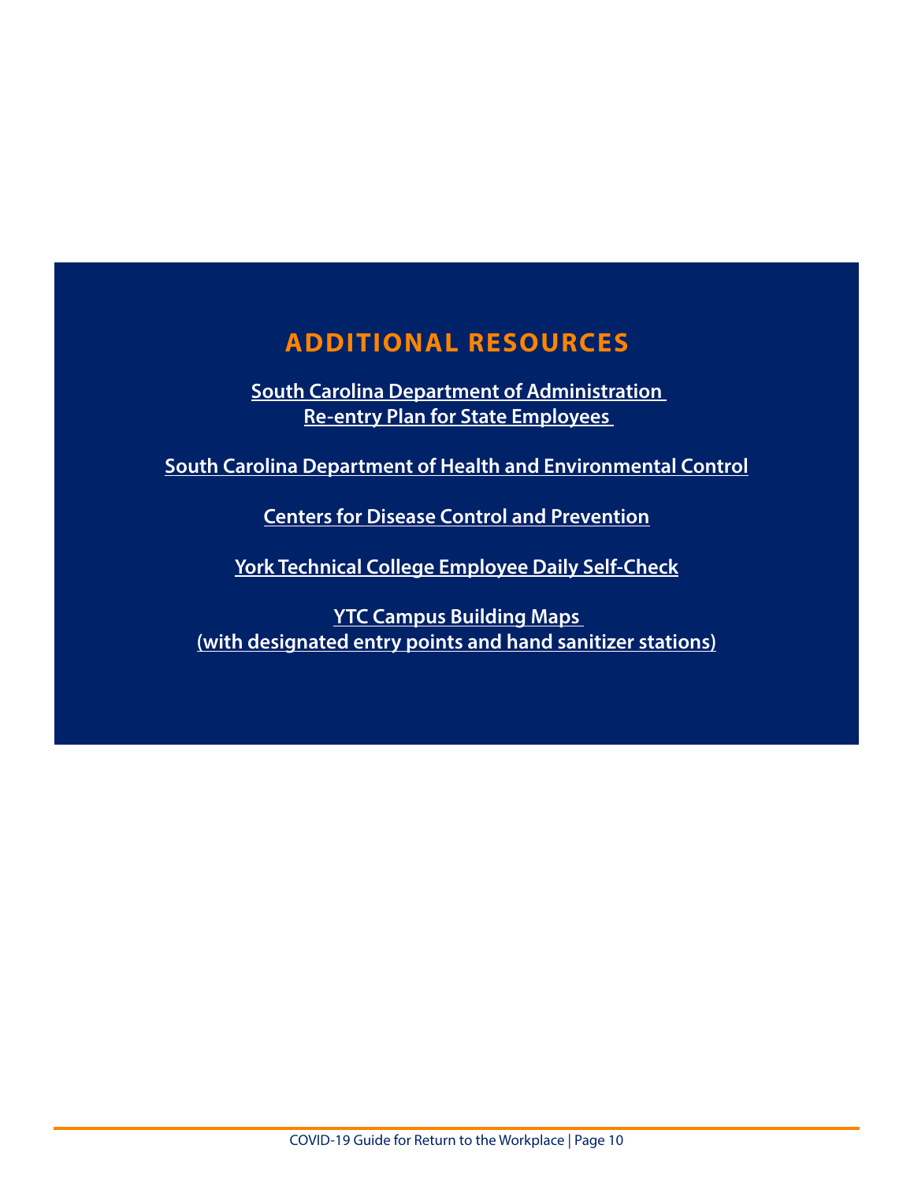## ADDITIONAL RESOURCES

South Carolina Department of Administration
Re-entry Plan for State Employees

South Carolina Department of Health and Environmental Control

Centers for Disease Control and Prevention

York Technical College Employee Daily Self-Check

YTC Campus Building Maps
(with designated entry points and hand sanitizer stations)